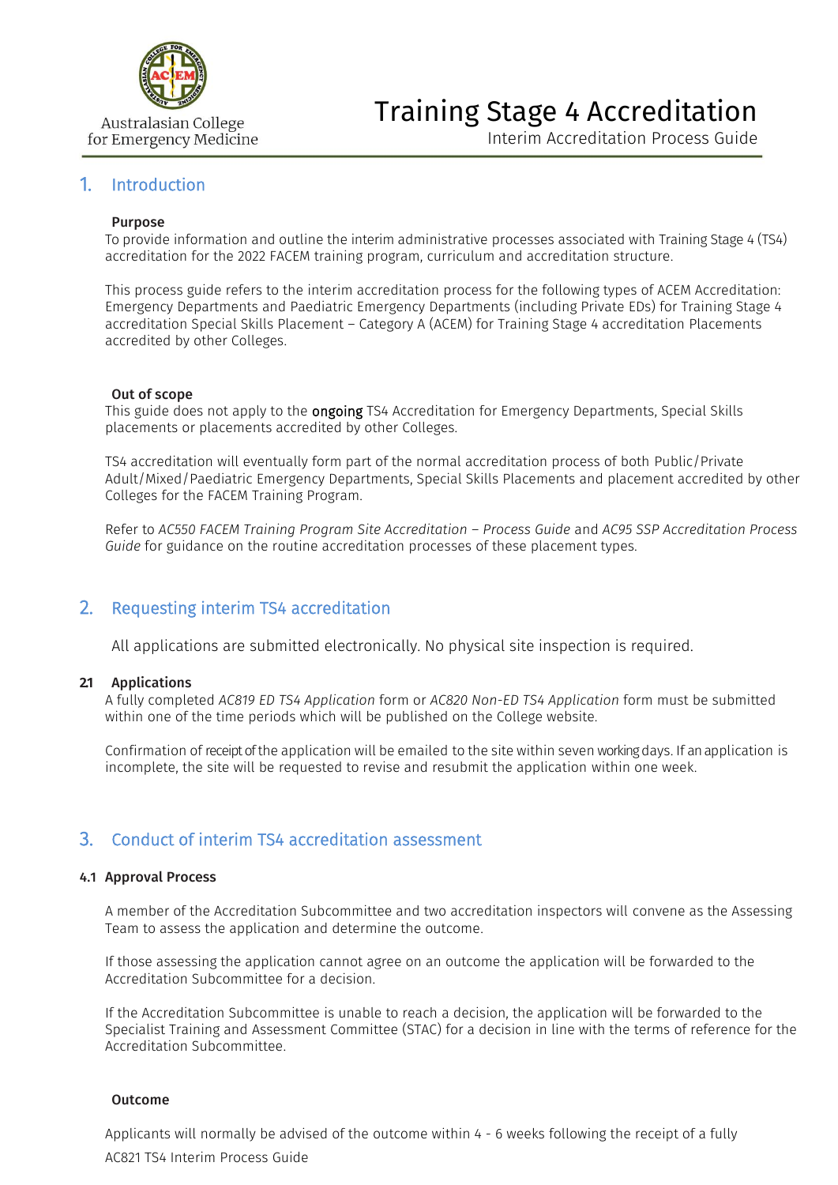Australasian College for Emergency Medicine

# Training Stage 4 Accreditation

Interim Accreditation Process Guide

## 1. Introduction

### Purpose

To provide information and outline the interim administrative processes associated with Training Stage 4 (TS4) accreditation for the 2022 FACEM training program, curriculum and accreditation structure.

This process guide refers to the interim accreditation process for the following types of ACEM Accreditation: Emergency Departments and Paediatric Emergency Departments (including Private EDs) for Training Stage 4 accreditation Special Skills Placement – Category A (ACEM) for Training Stage 4 accreditation Placements accredited by other Colleges.

### Out of scope

This guide does not apply to the ongoing TS4 Accreditation for Emergency Departments, Special Skills placements or placements accredited by other Colleges.

TS4 accreditation will eventually form part of the normal accreditation process of both Public/Private Adult/Mixed/Paediatric Emergency Departments, Special Skills Placements and placement accredited by other Colleges for the FACEM Training Program.

Refer to *AC550 FACEM Training Program Site Accreditation – Process Guide* and *AC95 SSP Accreditation Process Guide* for guidance on the routine accreditation processes of these placement types.

## 2. Requesting interim TS4 accreditation

All applications are submitted electronically. No physical site inspection is required.

### 2.1 Applications

A fully completed *AC819 ED TS4 Application* form or *AC820 Non-ED TS4 Application* form must be submitted within one of the time periods which will be published on the College website.

Confirmation of receipt of the application will be emailed to the site within seven working days. If an application is incomplete, the site will be requested to revise and resubmit the application within one week.

## 3. Conduct of interim TS4 accreditation assessment

### 4.1 Approval Process

A member of the Accreditation Subcommittee and two accreditation inspectors will convene as the Assessing Team to assess the application and determine the outcome.

If those assessing the application cannot agree on an outcome the application will be forwarded to the Accreditation Subcommittee for a decision.

If the Accreditation Subcommittee is unable to reach a decision, the application will be forwarded to the Specialist Training and Assessment Committee (STAC) for a decision in line with the terms of reference for the Accreditation Subcommittee.

### Outcome

Applicants will normally be advised of the outcome within 4 - 6 weeks following the receipt of a fully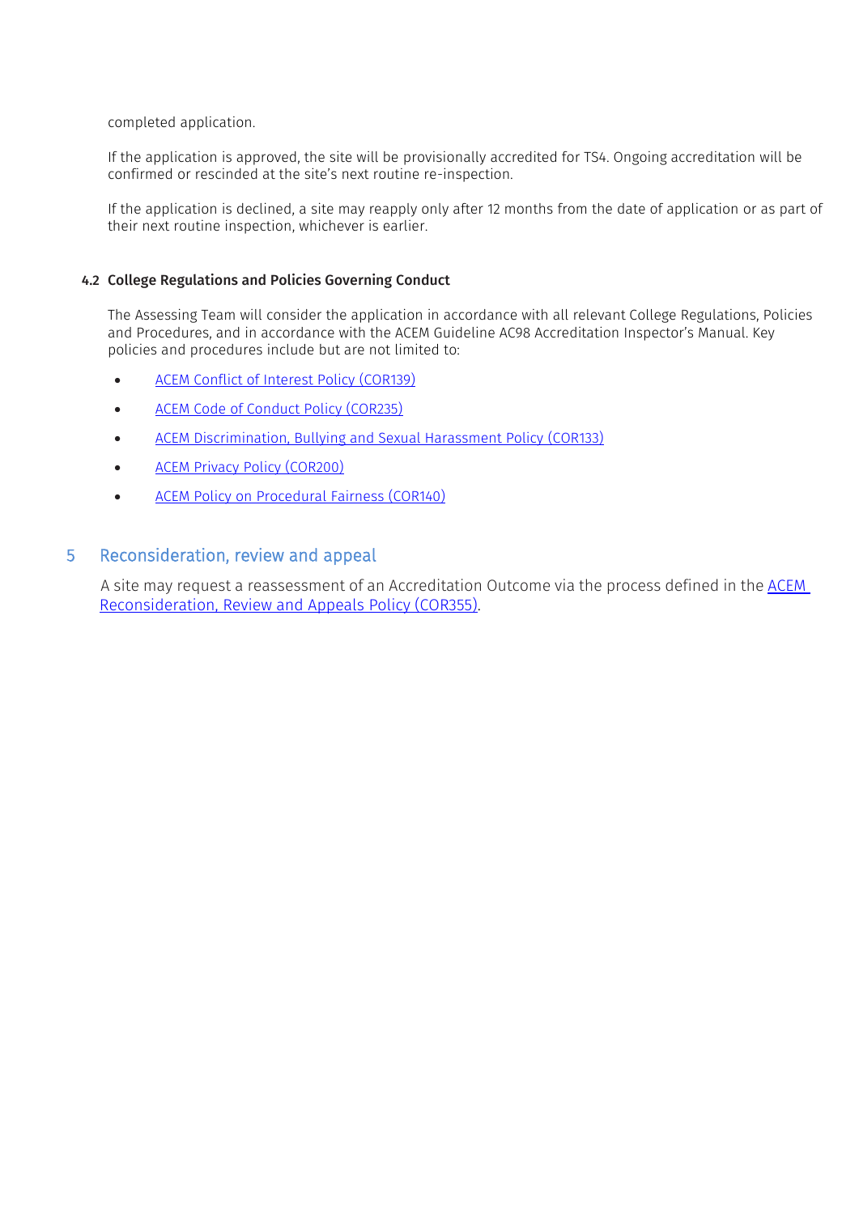completed application.

If the application is approved, the site will be provisionally accredited for TS4. Ongoing accreditation will be confirmed or rescinded at the site's next routine re-inspection.

If the application is declined, a site may reapply only after 12 months from the date of application or as part of their next routine inspection, whichever is earlier.

### 4.2 College Regulations and Policies Governing Conduct

The Assessing Team will consider the application in accordance with all relevant College Regulations, Policies and Procedures, and in accordance with the ACEM Guideline AC98 Accreditation Inspector's Manual. Key policies and procedures include but are not limited to:

- ACEM Conflict of Interest Policy (COR139)
- ACEM Code of Conduct Policy (COR235)
- ACEM Discrimination, Bullying and Sexual Harassment Policy (COR133)
- ACEM Privacy Policy (COR200)
- ACEM Policy on Procedural Fairness (COR140)

## 5 Reconsideration, review and appeal

A site may request a reassessment of an Accreditation Outcome via the process defined in the ACEM Reconsideration, Review and Appeals Policy (COR355).